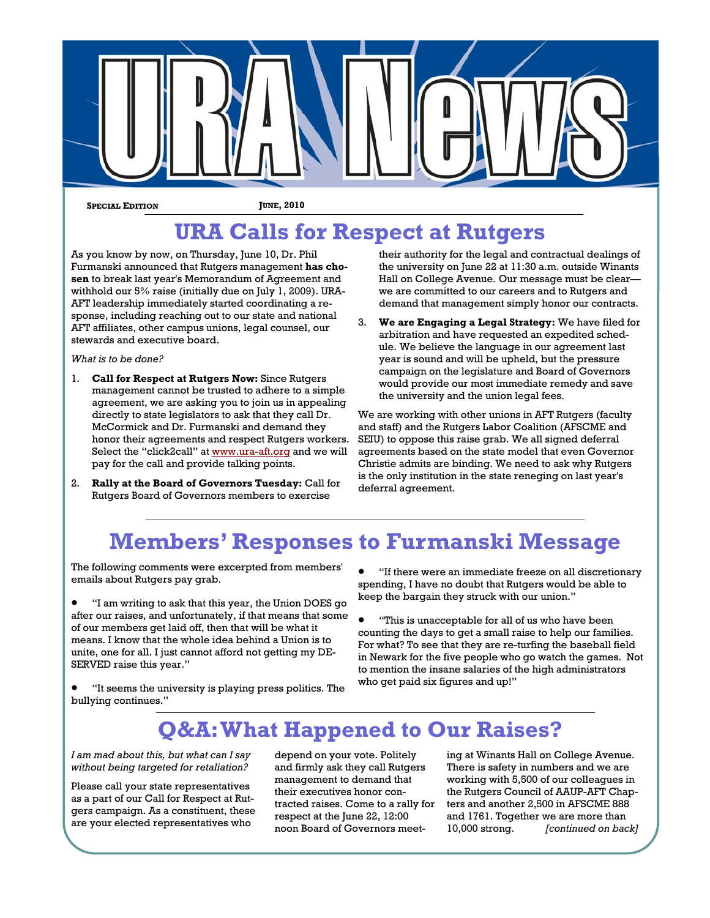# URA News

**SPECIAL EDITION** **JUNE, 2010**

## URA Calls for Respect at Rutgers

As you know by now, on Thursday, June 10, Dr. Phil Furmanski announced that Rutgers management **has chosen** to break last year's Memorandum of Agreement and withhold our 5% raise (initially due on July 1, 2009). URA-AFT leadership immediately started coordinating a response, including reaching out to our state and national AFT affiliates, other campus unions, legal counsel, our stewards and executive board.

*What is to be done?*

1. **Call for Respect at Rutgers Now:** Since Rutgers management cannot be trusted to adhere to a simple agreement, we are asking you to join us in appealing directly to state legislators to ask that they call Dr. McCormick and Dr. Furmanski and demand they honor their agreements and respect Rutgers workers. Select the "click2call" at www.ura-aft.org and we will pay for the call and provide talking points.
2. **Rally at the Board of Governors Tuesday:** Call for Rutgers Board of Governors members to exercise their authority for the legal and contractual dealings of the university on June 22 at 11:30 a.m. outside Winants Hall on College Avenue. Our message must be clear—we are committed to our careers and to Rutgers and demand that management simply honor our contracts.
3. **We are Engaging a Legal Strategy:** We have filed for arbitration and have requested an expedited schedule. We believe the language in our agreement last year is sound and will be upheld, but the pressure campaign on the legislature and Board of Governors would provide our most immediate remedy and save the university and the union legal fees.

We are working with other unions in AFT Rutgers (faculty and staff) and the Rutgers Labor Coalition (AFSCME and SEIU) to oppose this raise grab. We all signed deferral agreements based on the state model that even Governor Christie admits are binding. We need to ask why Rutgers is the only institution in the state reneging on last year's deferral agreement.

## Members' Responses to Furmanski Message

The following comments were excerpted from members' emails about Rutgers pay grab.

- "I am writing to ask that this year, the Union DOES go after our raises, and unfortunately, if that means that some of our members get laid off, then that will be what it means. I know that the whole idea behind a Union is to unite, one for all. I just cannot afford not getting my DESERVED raise this year."
- "It seems the university is playing press politics. The bullying continues."
- "If there were an immediate freeze on all discretionary spending, I have no doubt that Rutgers would be able to keep the bargain they struck with our union."
- "This is unacceptable for all of us who have been counting the days to get a small raise to help our families. For what? To see that they are re-turfing the baseball field in Newark for the five people who go watch the games. Not to mention the insane salaries of the high administrators who get paid six figures and up!"

## Q&A: What Happened to Our Raises?

*I am mad about this, but what can I say without being targeted for retaliation?*

Please call your state representatives as a part of our Call for Respect at Rutgers campaign. As a constituent, these are your elected representatives who depend on your vote. Politely and firmly ask they call Rutgers management to demand that their executives honor contracted raises. Come to a rally for respect at the June 22, 12:00 noon Board of Governors meeting at Winants Hall on College Avenue. There is safety in numbers and we are working with 5,500 of our colleagues in the Rutgers Council of AAUP-AFT Chapters and another 2,500 in AFSCME 888 and 1761. Together we are more than 10,000 strong. *[continued on back]*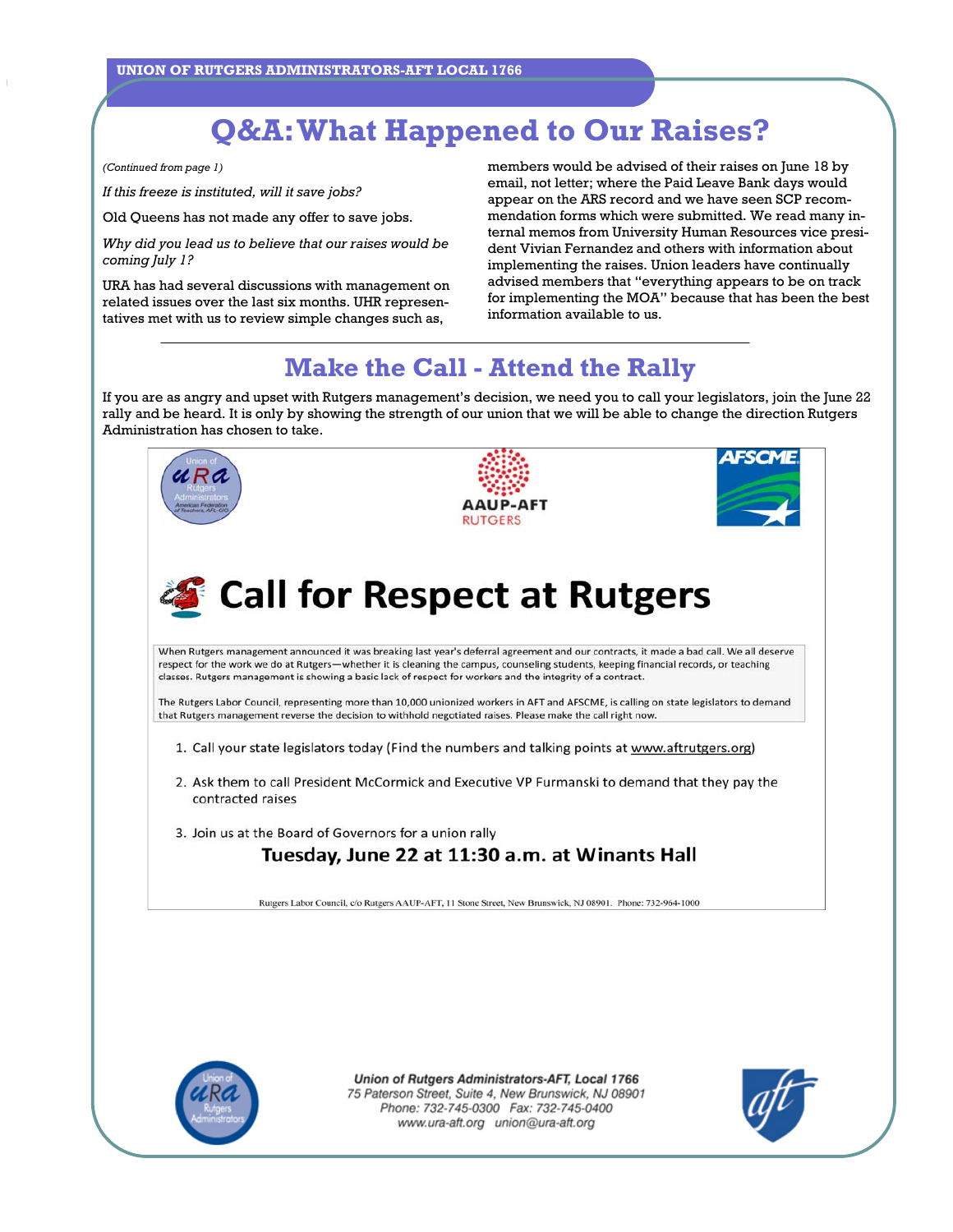## Q&A: What Happened to Our Raises?

*(Continued from page 1)*

*If this freeze is instituted, will it save jobs?*

Old Queens has not made any offer to save jobs.

*Why did you lead us to believe that our raises would be coming July 1?*

URA has had several discussions with management on related issues over the last six months. UHR representatives met with us to review simple changes such as, members would be advised of their raises on June 18 by email, not letter; where the Paid Leave Bank days would appear on the ARS record and we have seen SCP recommendation forms which were submitted. We read many internal memos from University Human Resources vice president Vivian Fernandez and others with information about implementing the raises. Union leaders have continually advised members that "everything appears to be on track for implementing the MOA" because that has been the best information available to us.

---

## Make the Call - Attend the Rally

If you are as angry and upset with Rutgers management's decision, we need you to call your legislators, join the June 22 rally and be heard. It is only by showing the strength of our union that we will be able to change the direction Rutgers Administration has chosen to take.

Union of URA Rutgers Administrators American Federation of Teachers, AFL-CIO

AAUP-AFT RUTGERS

AFSCME

# Call for Respect at Rutgers

When Rutgers management announced it was breaking last year's deferral agreement and our contracts, it made a bad call. We all deserve respect for the work we do at Rutgers—whether it is cleaning the campus, counseling students, keeping financial records, or teaching classes. Rutgers management is showing a basic lack of respect for workers and the integrity of a contract.

The Rutgers Labor Council, representing more than 10,000 unionized workers in AFT and AFSCME, is calling on state legislators to demand that Rutgers management reverse the decision to withhold negotiated raises. Please make the call right now.

1. Call your state legislators today (Find the numbers and talking points at www.aftrutgers.org)
2. Ask them to call President McCormick and Executive VP Furmanski to demand that they pay the contracted raises
3. Join us at the Board of Governors for a union rally

**Tuesday, June 22 at 11:30 a.m. at Winants Hall**

Rutgers Labor Council, c/o Rutgers AAUP-AFT, 11 Stone Street, New Brunswick, NJ 08901. Phone: 732-964-1000

*Union of Rutgers Administrators-AFT, Local 1766*
*75 Paterson Street, Suite 4, New Brunswick, NJ 08901*
*Phone: 732-745-0300 Fax: 732-745-0400*
*www.ura-aft.org union@ura-aft.org*